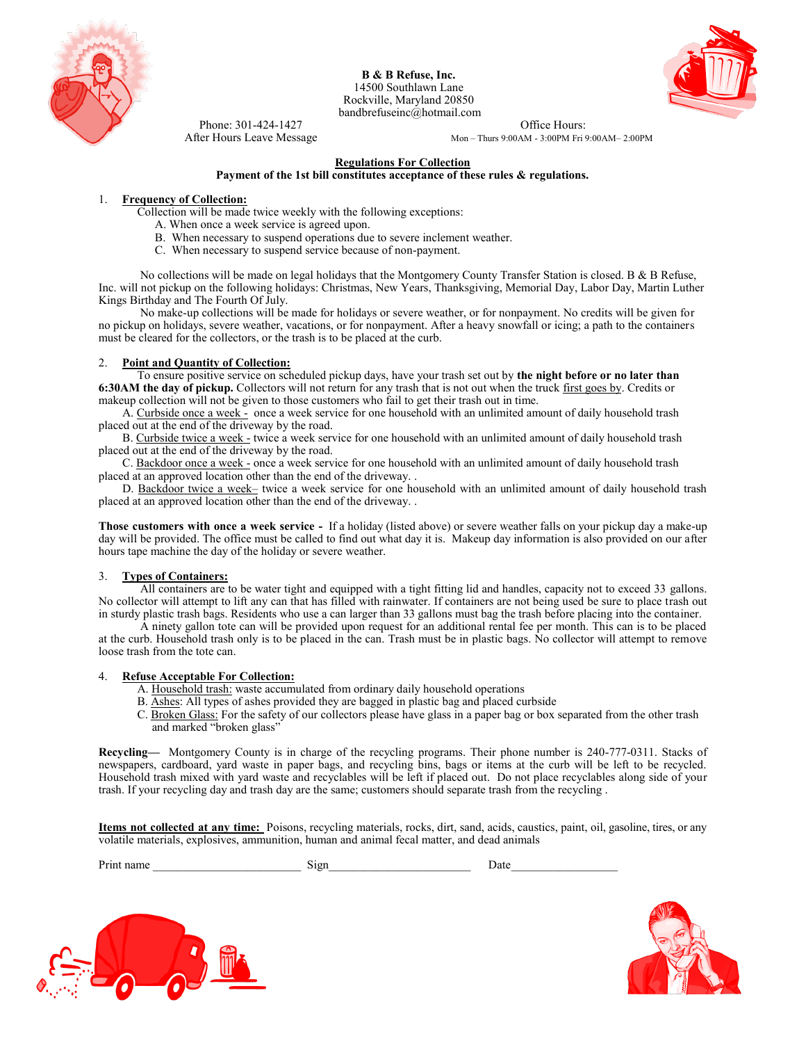**B & B Refuse, Inc.**
14500 Southlawn Lane
Rockville, Maryland 20850
bandbrefuseinc@hotmail.com

Phone: 301-424-1427
After Hours Leave Message

Office Hours:
Mon – Thurs 9:00AM - 3:00PM Fri 9:00AM– 2:00PM

## Regulations For Collection

**Payment of the 1st bill constitutes acceptance of these rules & regulations.**

1. **Frequency of Collection:**

   Collection will be made twice weekly with the following exceptions:

   A. When once a week service is agreed upon.
   B. When necessary to suspend operations due to severe inclement weather.
   C. When necessary to suspend service because of non-payment.

No collections will be made on legal holidays that the Montgomery County Transfer Station is closed. B & B Refuse, Inc. will not pickup on the following holidays: Christmas, New Years, Thanksgiving, Memorial Day, Labor Day, Martin Luther Kings Birthday and The Fourth Of July.

No make-up collections will be made for holidays or severe weather, or for nonpayment. No credits will be given for no pickup on holidays, severe weather, vacations, or for nonpayment. After a heavy snowfall or icing; a path to the containers must be cleared for the collectors, or the trash is to be placed at the curb.

2. **Point and Quantity of Collection:**

To ensure positive service on scheduled pickup days, have your trash set out by **the night before or no later than 6:30AM the day of pickup.** Collectors will not return for any trash that is not out when the truck first goes by. Credits or makeup collection will not be given to those customers who fail to get their trash out in time.

A. Curbside once a week - once a week service for one household with an unlimited amount of daily household trash placed out at the end of the driveway by the road.

B. Curbside twice a week - twice a week service for one household with an unlimited amount of daily household trash placed out at the end of the driveway by the road.

C. Backdoor once a week - once a week service for one household with an unlimited amount of daily household trash placed at an approved location other than the end of the driveway. .

D. Backdoor twice a week– twice a week service for one household with an unlimited amount of daily household trash placed at an approved location other than the end of the driveway. .

**Those customers with once a week service -** If a holiday (listed above) or severe weather falls on your pickup day a make-up day will be provided. The office must be called to find out what day it is. Makeup day information is also provided on our after hours tape machine the day of the holiday or severe weather.

3. **Types of Containers:**

All containers are to be water tight and equipped with a tight fitting lid and handles, capacity not to exceed 33 gallons. No collector will attempt to lift any can that has filled with rainwater. If containers are not being used be sure to place trash out in sturdy plastic trash bags. Residents who use a can larger than 33 gallons must bag the trash before placing into the container.

A ninety gallon tote can will be provided upon request for an additional rental fee per month. This can is to be placed at the curb. Household trash only is to be placed in the can. Trash must be in plastic bags. No collector will attempt to remove loose trash from the tote can.

4. **Refuse Acceptable For Collection:**

   A. Household trash: waste accumulated from ordinary daily household operations
   B. Ashes: All types of ashes provided they are bagged in plastic bag and placed curbside
   C. Broken Glass: For the safety of our collectors please have glass in a paper bag or box separated from the other trash and marked "broken glass"

**Recycling—** Montgomery County is in charge of the recycling programs. Their phone number is 240-777-0311. Stacks of newspapers, cardboard, yard waste in paper bags, and recycling bins, bags or items at the curb will be left to be recycled. Household trash mixed with yard waste and recyclables will be left if placed out. Do not place recyclables along side of your trash. If your recycling day and trash day are the same; customers should separate trash from the recycling .

**Items not collected at any time:** Poisons, recycling materials, rocks, dirt, sand, acids, caustics, paint, oil, gasoline, tires, or any volatile materials, explosives, ammunition, human and animal fecal matter, and dead animals

Print name ________________________ Sign_______________________ Date_________________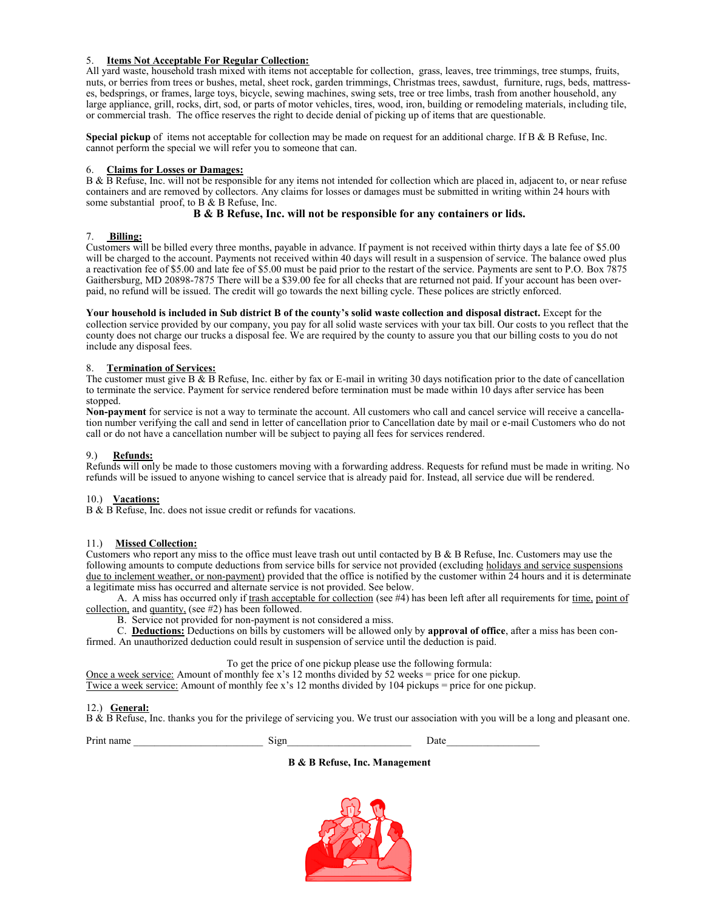5. **Items Not Acceptable For Regular Collection:**
All yard waste, household trash mixed with items not acceptable for collection, grass, leaves, tree trimmings, tree stumps, fruits, nuts, or berries from trees or bushes, metal, sheet rock, garden trimmings, Christmas trees, sawdust, furniture, rugs, beds, mattresses, bedsprings, or frames, large toys, bicycle, sewing machines, swing sets, tree or tree limbs, trash from another household, any large appliance, grill, rocks, dirt, sod, or parts of motor vehicles, tires, wood, iron, building or remodeling materials, including tile, or commercial trash. The office reserves the right to decide denial of picking up of items that are questionable.

**Special pickup** of items not acceptable for collection may be made on request for an additional charge. If B & B Refuse, Inc. cannot perform the special we will refer you to someone that can.

6. **Claims for Losses or Damages:**
B & B Refuse, Inc. will not be responsible for any items not intended for collection which are placed in, adjacent to, or near refuse containers and are removed by collectors. Any claims for losses or damages must be submitted in writing within 24 hours with some substantial proof, to B & B Refuse, Inc.

**B & B Refuse, Inc. will not be responsible for any containers or lids.**

7. **Billing:**
Customers will be billed every three months, payable in advance. If payment is not received within thirty days a late fee of $5.00 will be charged to the account. Payments not received within 40 days will result in a suspension of service. The balance owed plus a reactivation fee of $5.00 and late fee of $5.00 must be paid prior to the restart of the service. Payments are sent to P.O. Box 7875 Gaithersburg, MD 20898-7875 There will be a $39.00 fee for all checks that are returned not paid. If your account has been overpaid, no refund will be issued. The credit will go towards the next billing cycle. These polices are strictly enforced.

**Your household is included in Sub district B of the county's solid waste collection and disposal distract.** Except for the collection service provided by our company, you pay for all solid waste services with your tax bill. Our costs to you reflect that the county does not charge our trucks a disposal fee. We are required by the county to assure you that our billing costs to you do not include any disposal fees.

8. **Termination of Services:**
The customer must give B & B Refuse, Inc. either by fax or E-mail in writing 30 days notification prior to the date of cancellation to terminate the service. Payment for service rendered before termination must be made within 10 days after service has been stopped.
**Non-payment** for service is not a way to terminate the account. All customers who call and cancel service will receive a cancellation number verifying the call and send in letter of cancellation prior to Cancellation date by mail or e-mail Customers who do not call or do not have a cancellation number will be subject to paying all fees for services rendered.

9.) **Refunds:**
Refunds will only be made to those customers moving with a forwarding address. Requests for refund must be made in writing. No refunds will be issued to anyone wishing to cancel service that is already paid for. Instead, all service due will be rendered.

10.) **Vacations:**
B & B Refuse, Inc. does not issue credit or refunds for vacations.

11.) **Missed Collection:**
Customers who report any miss to the office must leave trash out until contacted by B & B Refuse, Inc. Customers may use the following amounts to compute deductions from service bills for service not provided (excluding holidays and service suspensions due to inclement weather, or non-payment) provided that the office is notified by the customer within 24 hours and it is determinate a legitimate miss has occurred and alternate service is not provided. See below.

A. A miss has occurred only if trash acceptable for collection (see #4) has been left after all requirements for time, point of collection, and quantity, (see #2) has been followed.

B. Service not provided for non-payment is not considered a miss.

C. **Deductions:** Deductions on bills by customers will be allowed only by **approval of office**, after a miss has been confirmed. An unauthorized deduction could result in suspension of service until the deduction is paid.

To get the price of one pickup please use the following formula:

Once a week service: Amount of monthly fee x's 12 months divided by 52 weeks = price for one pickup.
Twice a week service: Amount of monthly fee x's 12 months divided by 104 pickups = price for one pickup.

12.) **General:**
B & B Refuse, Inc. thanks you for the privilege of servicing you. We trust our association with you will be a long and pleasant one.

Print name ________________________ Sign_______________________ Date_________________

**B & B Refuse, Inc. Management**